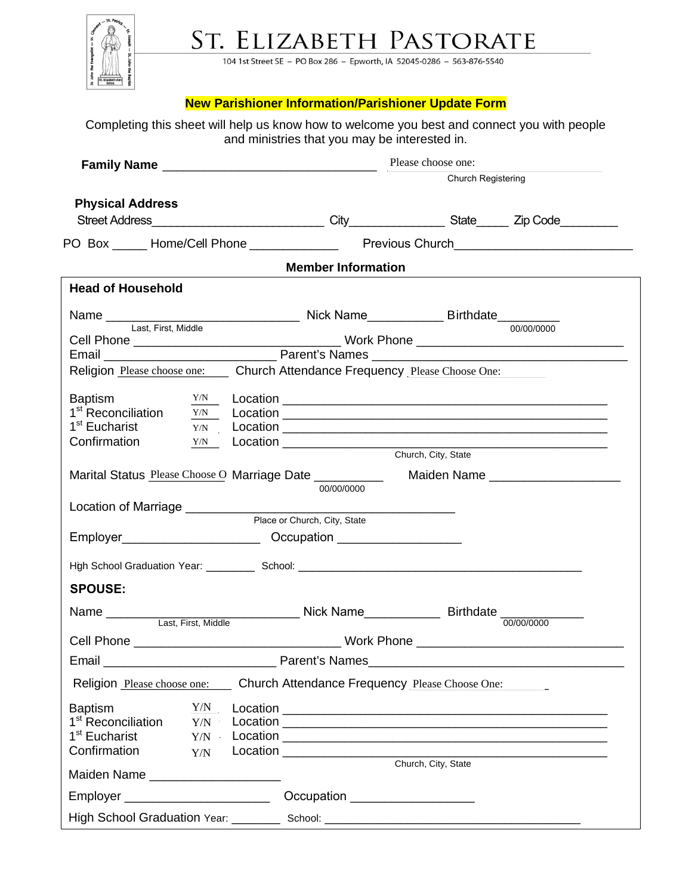# ST. ELIZABETH PASTORATE

104 1st Street SE – PO Box 286 – Epworth, IA 52045-0286 – 563-876-5540

## New Parishioner Information/Parishioner Update Form

Completing this sheet will help us know how to welcome you best and connect you with people and ministries that you may be interested in.

**Family Name** ______________________________ Please choose one:
Church Registering

**Physical Address**

Street Address________________________ City_____________ State_____ Zip Code________

PO Box _____ Home/Cell Phone ____________ Previous Church________________________

### Member Information

**Head of Household**

Name ___________________________ Nick Name__________ Birthdate________
Last, First, Middle 00/00/0000

Cell Phone ____________________________ Work Phone ____________________________

Email ________________________ Parent's Names ________________________________

Religion Please choose one: Church Attendance Frequency Please Choose One:

Baptism Y/N Location ________________________________________
1st Reconciliation Y/N Location ________________________________________
1st Eucharist Y/N Location ________________________________________
Confirmation Y/N Location ________________________________________
Church, City, State

Marital Status Please Choose O Marriage Date _________ Maiden Name _________________
00/00/0000

Location of Marriage ____________________________________
Place or Church, City, State

Employer___________________ Occupation ________________

High School Graduation Year: ________ School: ________________________________________

**SPOUSE:**

Name ___________________________ Nick Name__________ Birthdate ___________
Last, First, Middle 00/00/0000

Cell Phone ____________________________ Work Phone ____________________________

Email ________________________ Parent's Names________________________________

Religion Please choose one: Church Attendance Frequency Please Choose One:

Baptism Y/N Location ________________________________________
1st Reconciliation Y/N Location ________________________________________
1st Eucharist Y/N Location ________________________________________
Confirmation Y/N Location ________________________________________
Church, City, State

Maiden Name _________________

Employer ____________________ Occupation ________________

High School Graduation Year: _______ School: ____________________________________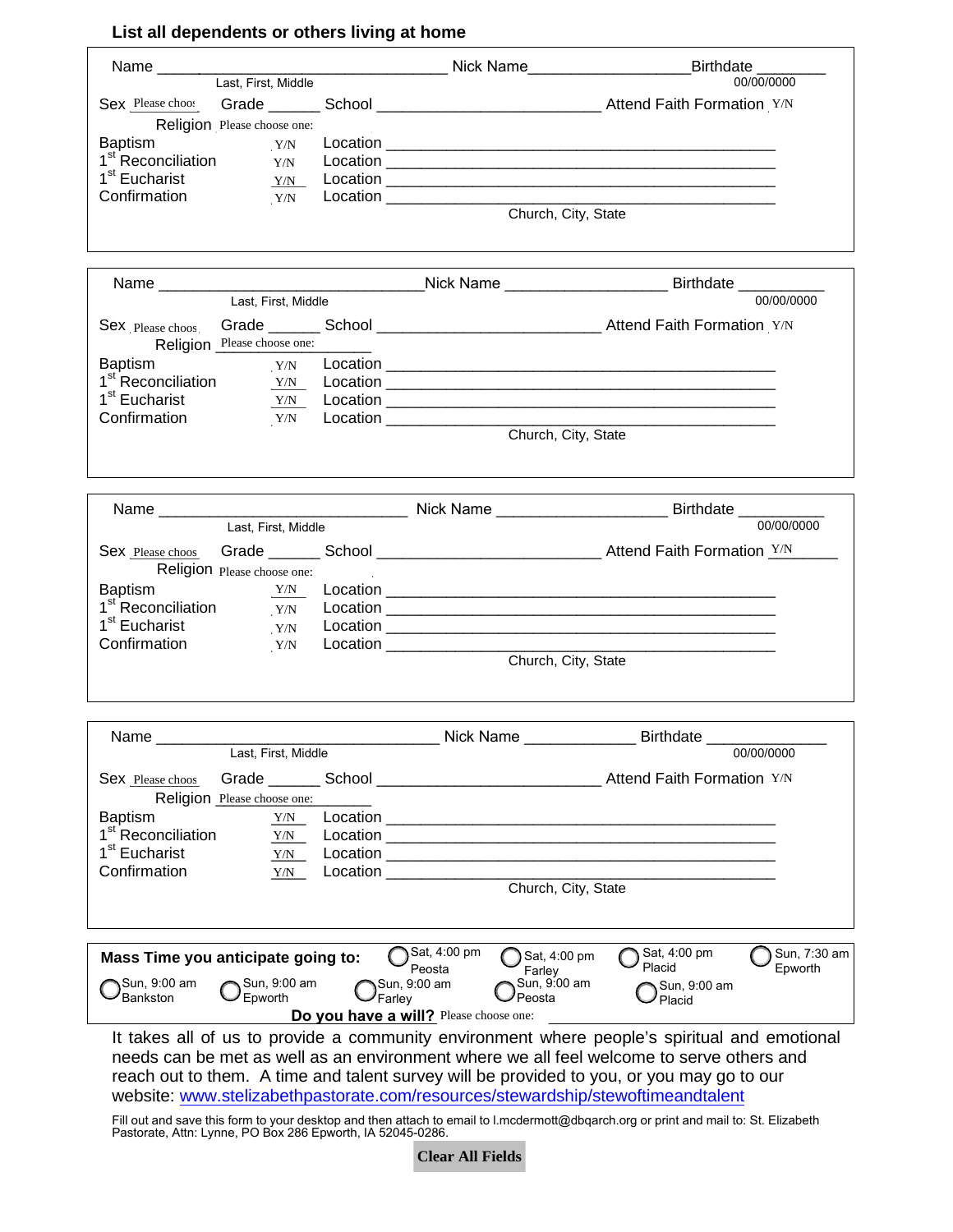**List all dependents or others living at home**

Name ______________________________ Nick Name__________________ Birthdate ________
Last, First, Middle 00/00/0000

Sex Please choos Grade ______ School ________________________ Attend Faith Formation Y/N

Religion Please choose one:

Baptism Y/N Location ____________________________________________

1st Reconciliation Y/N Location ____________________________________________

1st Eucharist Y/N Location ____________________________________________

Confirmation Y/N Location ____________________________________________

Church, City, State

---

Name ______________________________ Nick Name __________________ Birthdate __________
Last, First, Middle 00/00/0000

Sex Please choos Grade ______ School ________________________ Attend Faith Formation Y/N

Religion Please choose one:

Baptism Y/N Location ____________________________________________

1st Reconciliation Y/N Location ____________________________________________

1st Eucharist Y/N Location ____________________________________________

Confirmation Y/N Location ____________________________________________

Church, City, State

---

Name ____________________________ Nick Name ___________________ Birthdate __________
Last, First, Middle 00/00/0000

Sex Please choos Grade ______ School ________________________ Attend Faith Formation Y/N

Religion Please choose one:

Baptism Y/N Location ____________________________________________

1st Reconciliation Y/N Location ____________________________________________

1st Eucharist Y/N Location ____________________________________________

Confirmation Y/N Location ____________________________________________

Church, City, State

---

Name ______________________________ Nick Name ____________ Birthdate _____________
Last, First, Middle 00/00/0000

Sex Please choos Grade ______ School ________________________ Attend Faith Formation Y/N

Religion Please choose one:

Baptism Y/N Location ____________________________________________

1st Reconciliation Y/N Location ____________________________________________

1st Eucharist Y/N Location ____________________________________________

Confirmation Y/N Location ____________________________________________

Church, City, State

---

**Mass Time you anticipate going to:**

- ◯ Sat, 4:00 pm Peosta
- ◯ Sat, 4:00 pm Farley
- ◯ Sat, 4:00 pm Placid
- ◯ Sun, 7:30 am Epworth
- ◯ Sun, 9:00 am Bankston
- ◯ Sun, 9:00 am Epworth
- ◯ Sun, 9:00 am Farley
- ◯ Sun, 9:00 am Peosta
- ◯ Sun, 9:00 am Placid

**Do you have a will?** Please choose one:

It takes all of us to provide a community environment where people's spiritual and emotional needs can be met as well as an environment where we all feel welcome to serve others and reach out to them. A time and talent survey will be provided to you, or you may go to our website: www.stelizabethpastorate.com/resources/stewardship/stewoftimeandtalent

Fill out and save this form to your desktop and then attach to email to l.mcdermott@dbqarch.org or print and mail to: St. Elizabeth Pastorate, Attn: Lynne, PO Box 286 Epworth, IA 52045-0286.

**Clear All Fields**